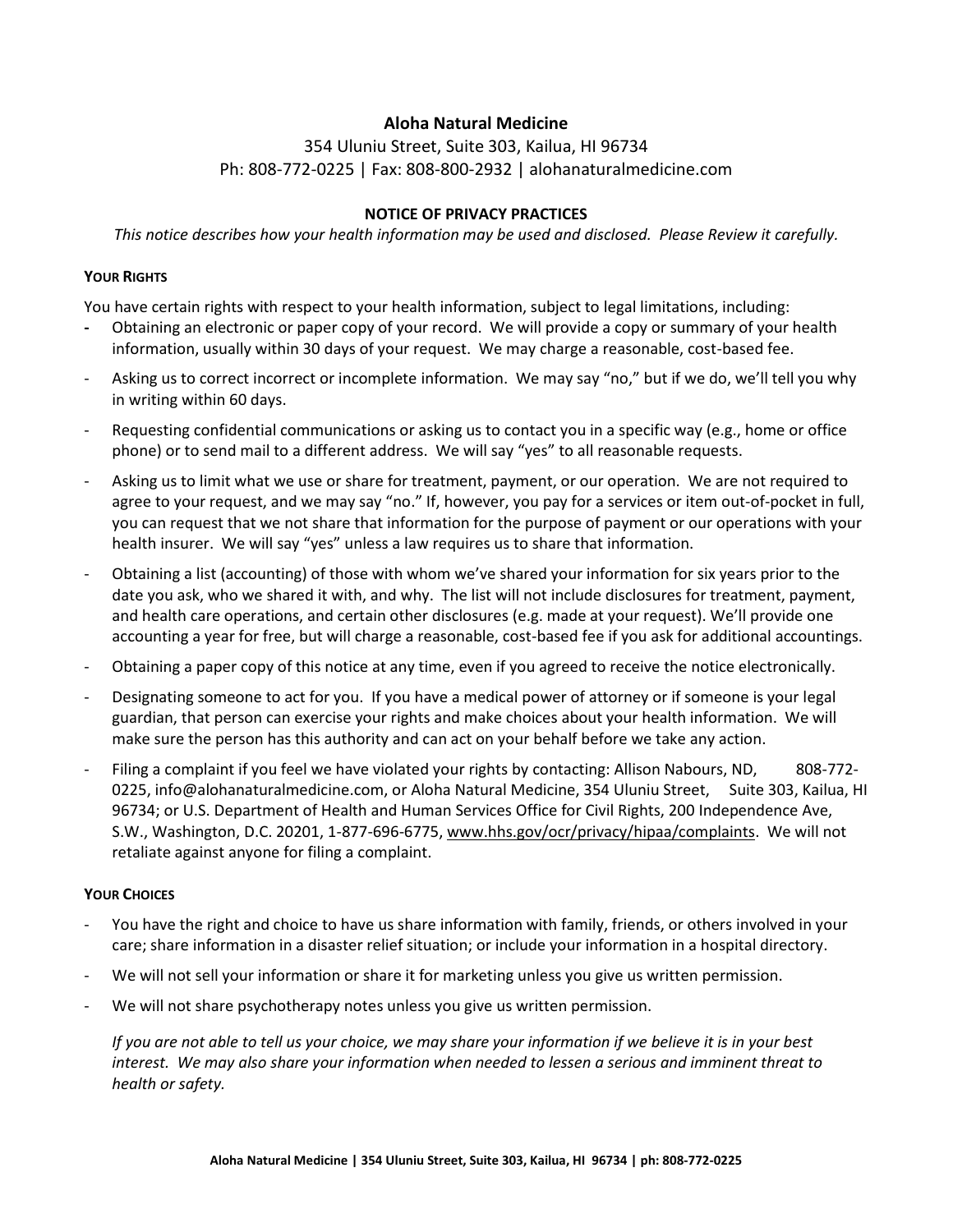**Aloha Natural Medicine**

354 Uluniu Street, Suite 303, Kailua, HI 96734

Ph: 808-772-0225 | Fax: 808-800-2932 | alohanaturalmedicine.com

## NOTICE OF PRIVACY PRACTICES

*This notice describes how your health information may be used and disclosed. Please Review it carefully.*

### YOUR RIGHTS

You have certain rights with respect to your health information, subject to legal limitations, including:

- Obtaining an electronic or paper copy of your record. We will provide a copy or summary of your health information, usually within 30 days of your request. We may charge a reasonable, cost-based fee.
- Asking us to correct incorrect or incomplete information. We may say "no," but if we do, we'll tell you why in writing within 60 days.
- Requesting confidential communications or asking us to contact you in a specific way (e.g., home or office phone) or to send mail to a different address. We will say "yes" to all reasonable requests.
- Asking us to limit what we use or share for treatment, payment, or our operation. We are not required to agree to your request, and we may say "no." If, however, you pay for a services or item out-of-pocket in full, you can request that we not share that information for the purpose of payment or our operations with your health insurer. We will say "yes" unless a law requires us to share that information.
- Obtaining a list (accounting) of those with whom we've shared your information for six years prior to the date you ask, who we shared it with, and why. The list will not include disclosures for treatment, payment, and health care operations, and certain other disclosures (e.g. made at your request). We'll provide one accounting a year for free, but will charge a reasonable, cost-based fee if you ask for additional accountings.
- Obtaining a paper copy of this notice at any time, even if you agreed to receive the notice electronically.
- Designating someone to act for you. If you have a medical power of attorney or if someone is your legal guardian, that person can exercise your rights and make choices about your health information. We will make sure the person has this authority and can act on your behalf before we take any action.
- Filing a complaint if you feel we have violated your rights by contacting: Allison Nabours, ND, 808-772-0225, info@alohanaturalmedicine.com, or Aloha Natural Medicine, 354 Uluniu Street, Suite 303, Kailua, HI 96734; or U.S. Department of Health and Human Services Office for Civil Rights, 200 Independence Ave, S.W., Washington, D.C. 20201, 1-877-696-6775, www.hhs.gov/ocr/privacy/hipaa/complaints. We will not retaliate against anyone for filing a complaint.

### YOUR CHOICES

- You have the right and choice to have us share information with family, friends, or others involved in your care; share information in a disaster relief situation; or include your information in a hospital directory.
- We will not sell your information or share it for marketing unless you give us written permission.
- We will not share psychotherapy notes unless you give us written permission.

*If you are not able to tell us your choice, we may share your information if we believe it is in your best interest. We may also share your information when needed to lessen a serious and imminent threat to health or safety.*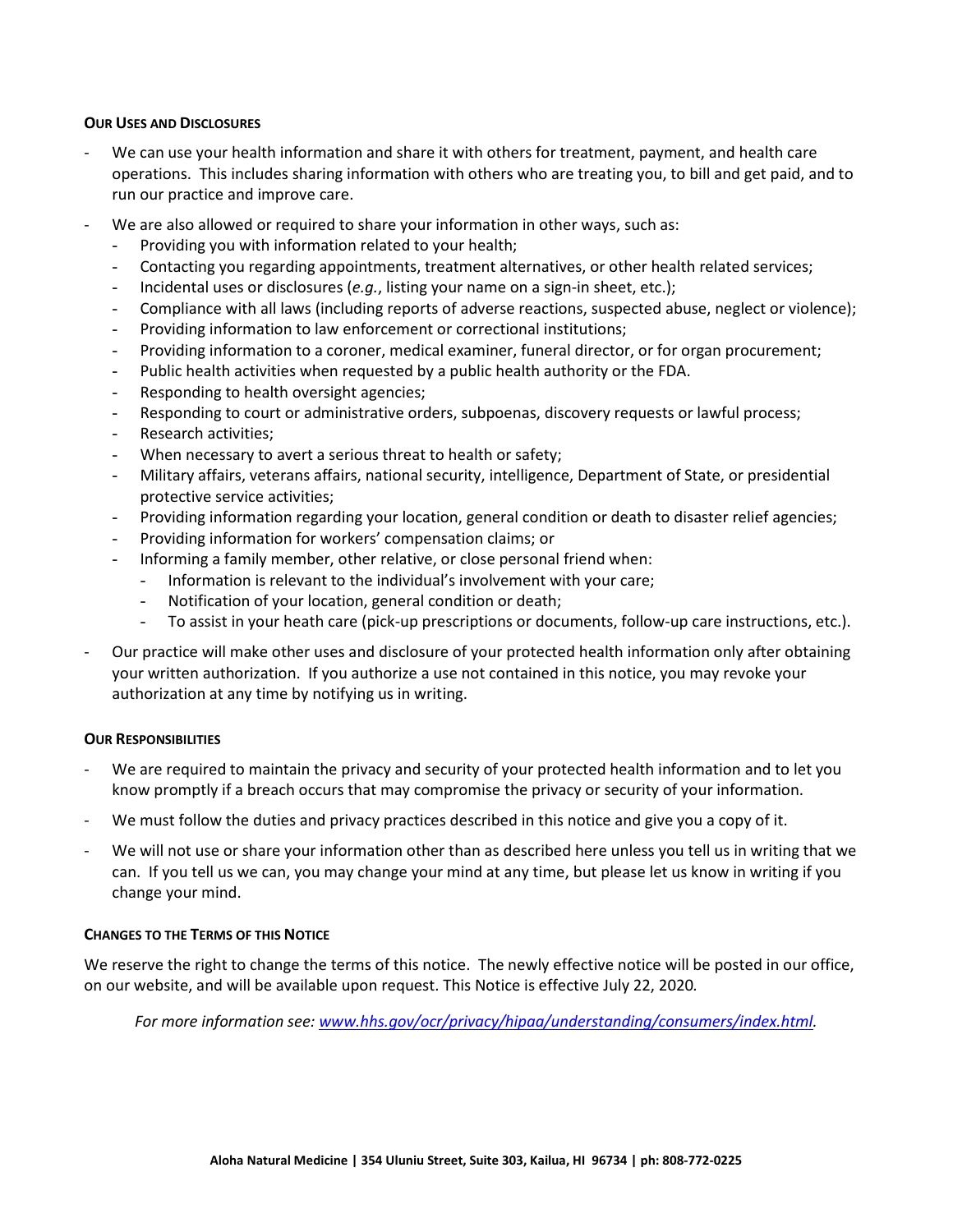## Our Uses and Disclosures

- We can use your health information and share it with others for treatment, payment, and health care operations. This includes sharing information with others who are treating you, to bill and get paid, and to run our practice and improve care.
- We are also allowed or required to share your information in other ways, such as:
  - Providing you with information related to your health;
  - Contacting you regarding appointments, treatment alternatives, or other health related services;
  - Incidental uses or disclosures (*e.g.*, listing your name on a sign-in sheet, etc.);
  - Compliance with all laws (including reports of adverse reactions, suspected abuse, neglect or violence);
  - Providing information to law enforcement or correctional institutions;
  - Providing information to a coroner, medical examiner, funeral director, or for organ procurement;
  - Public health activities when requested by a public health authority or the FDA.
  - Responding to health oversight agencies;
  - Responding to court or administrative orders, subpoenas, discovery requests or lawful process;
  - Research activities;
  - When necessary to avert a serious threat to health or safety;
  - Military affairs, veterans affairs, national security, intelligence, Department of State, or presidential protective service activities;
  - Providing information regarding your location, general condition or death to disaster relief agencies;
  - Providing information for workers' compensation claims; or
  - Informing a family member, other relative, or close personal friend when:
    - Information is relevant to the individual's involvement with your care;
    - Notification of your location, general condition or death;
    - To assist in your heath care (pick-up prescriptions or documents, follow-up care instructions, etc.).
- Our practice will make other uses and disclosure of your protected health information only after obtaining your written authorization. If you authorize a use not contained in this notice, you may revoke your authorization at any time by notifying us in writing.

## Our Responsibilities

- We are required to maintain the privacy and security of your protected health information and to let you know promptly if a breach occurs that may compromise the privacy or security of your information.
- We must follow the duties and privacy practices described in this notice and give you a copy of it.
- We will not use or share your information other than as described here unless you tell us in writing that we can. If you tell us we can, you may change your mind at any time, but please let us know in writing if you change your mind.

## Changes to the Terms of this Notice

We reserve the right to change the terms of this notice. The newly effective notice will be posted in our office, on our website, and will be available upon request. This Notice is effective July 22, 2020.

*For more information see: [www.hhs.gov/ocr/privacy/hipaa/understanding/consumers/index.html](http://www.hhs.gov/ocr/privacy/hipaa/understanding/consumers/index.html).*

**Aloha Natural Medicine | 354 Uluniu Street, Suite 303, Kailua, HI 96734 | ph: 808-772-0225**